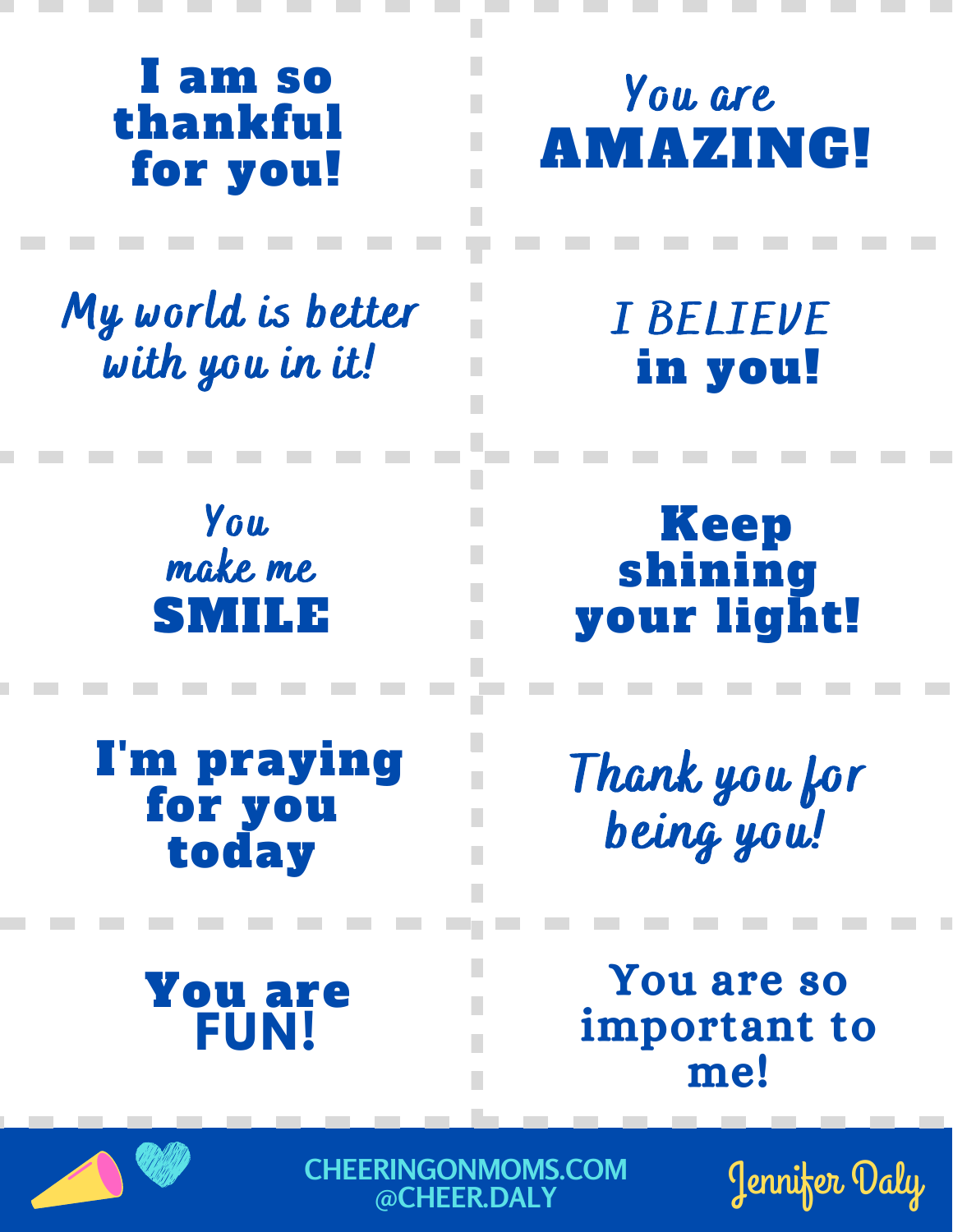I am so thankful for you!

You are **AMAZING!**

*My world is better with you in it!*

I BELIEVE **in you!**

*You make me* **SMILE**

**Keep shining your light!**

**I'm praying for you today**

*Thank you for being you!*

**You are FUN!**

You are so important to me!

CHEERINGONMOMS.COM
@CHEER.DALY

Jennifer Daly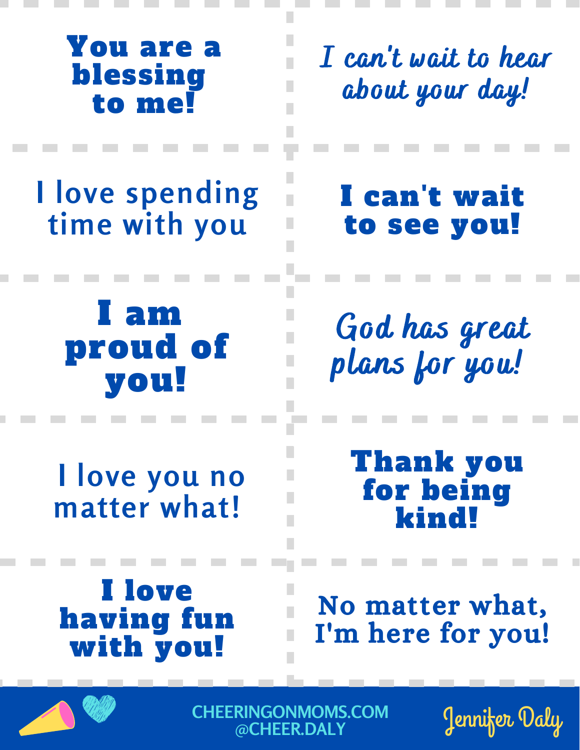You are a blessing to me!

I can't wait to hear about your day!

I love spending time with you

I can't wait to see you!

I am proud of you!

God has great plans for you!

I love you no matter what!

Thank you for being kind!

I love having fun with you!

No matter what, I'm here for you!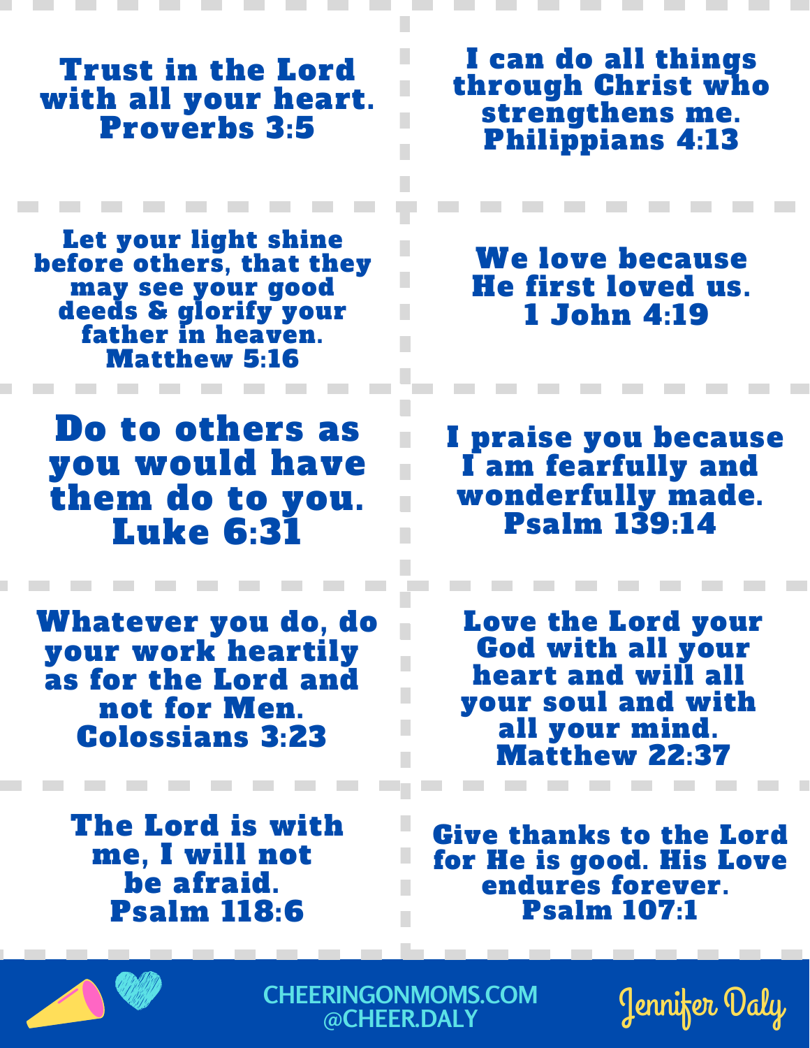Trust in the Lord with all your heart.
Proverbs 3:5

I can do all things through Christ who strengthens me.
Philippians 4:13

Let your light shine before others, that they may see your good deeds & glorify your father in heaven.
Matthew 5:16

We love because He first loved us.
1 John 4:19

Do to others as you would have them do to you.
Luke 6:31

I praise you because I am fearfully and wonderfully made.
Psalm 139:14

Whatever you do, do your work heartily as for the Lord and not for Men.
Colossians 3:23

Love the Lord your God with all your heart and will all your soul and with all your mind.
Matthew 22:37

The Lord is with me, I will not be afraid.
Psalm 118:6

Give thanks to the Lord for He is good. His Love endures forever.
Psalm 107:1

CHEERINGONMOMS.COM
@CHEER.DALY

Jennifer Daly